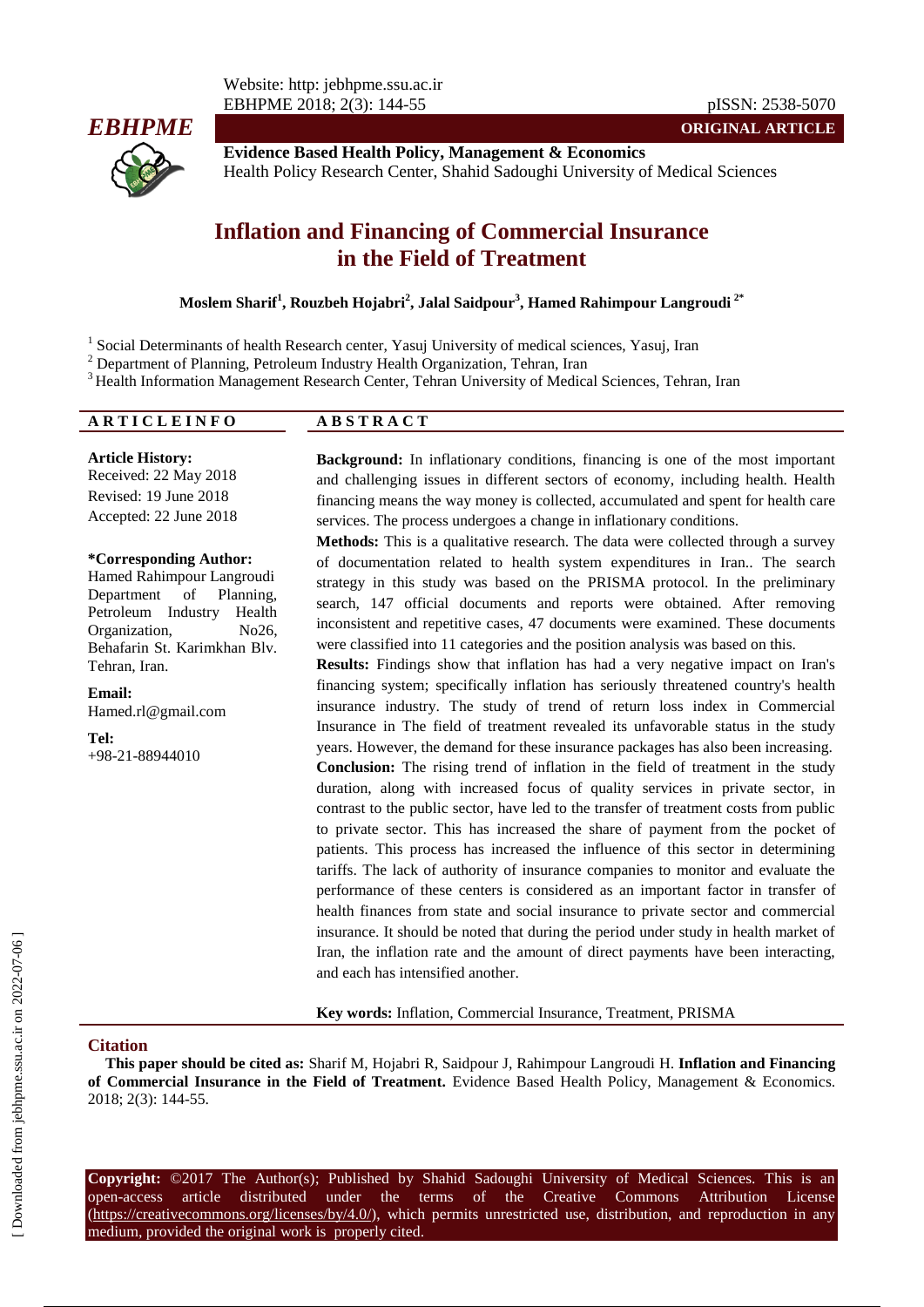Website: http: jebhpme.ssu.ac.ir
EBHPME 2018; 2(3): 144-55

pISSN: 2538-5070

**ORIGINAL ARTICLE**

**Evidence Based Health Policy, Management & Economics**
Health Policy Research Center, Shahid Sadoughi University of Medical Sciences

# Inflation and Financing of Commercial Insurance in the Field of Treatment

**Moslem Sharif[1], Rouzbeh Hojabri[2], Jalal Saidpour[3], Hamed Rahimpour Langroudi [2*]**

[1] Social Determinants of health Research center, Yasuj University of medical sciences, Yasuj, Iran
[2] Department of Planning, Petroleum Industry Health Organization, Tehran, Iran
[3] Health Information Management Research Center, Tehran University of Medical Sciences, Tehran, Iran

## ARTICLE INFO

**Article History:**
Received: 22 May 2018
Revised: 19 June 2018
Accepted: 22 June 2018

**\*Corresponding Author:**
Hamed Rahimpour Langroudi
Department of Planning, Petroleum Industry Health Organization, No26, Behafarin St. Karimkhan Blv. Tehran, Iran.

**Email:**
Hamed.rl@gmail.com

**Tel:**
+98-21-88944010

## ABSTRACT

**Background:** In inflationary conditions, financing is one of the most important and challenging issues in different sectors of economy, including health. Health financing means the way money is collected, accumulated and spent for health care services. The process undergoes a change in inflationary conditions.

**Methods:** This is a qualitative research. The data were collected through a survey of documentation related to health system expenditures in Iran.. The search strategy in this study was based on the PRISMA protocol. In the preliminary search, 147 official documents and reports were obtained. After removing inconsistent and repetitive cases, 47 documents were examined. These documents were classified into 11 categories and the position analysis was based on this.

**Results:** Findings show that inflation has had a very negative impact on Iran's financing system; specifically inflation has seriously threatened country's health insurance industry. The study of trend of return loss index in Commercial Insurance in The field of treatment revealed its unfavorable status in the study years. However, the demand for these insurance packages has also been increasing.

**Conclusion:** The rising trend of inflation in the field of treatment in the study duration, along with increased focus of quality services in private sector, in contrast to the public sector, have led to the transfer of treatment costs from public to private sector. This has increased the share of payment from the pocket of patients. This process has increased the influence of this sector in determining tariffs. The lack of authority of insurance companies to monitor and evaluate the performance of these centers is considered as an important factor in transfer of health finances from state and social insurance to private sector and commercial insurance. It should be noted that during the period under study in health market of Iran, the inflation rate and the amount of direct payments have been interacting, and each has intensified another.

**Key words:** Inflation, Commercial Insurance, Treatment, PRISMA

## Citation

**This paper should be cited as:** Sharif M, Hojabri R, Saidpour J, Rahimpour Langroudi H. **Inflation and Financing of Commercial Insurance in the Field of Treatment.** Evidence Based Health Policy, Management & Economics. 2018; 2(3): 144-55.

**Copyright:** ©2017 The Author(s); Published by Shahid Sadoughi University of Medical Sciences. This is an open-access article distributed under the terms of the Creative Commons Attribution License (https://creativecommons.org/licenses/by/4.0/), which permits unrestricted use, distribution, and reproduction in any medium, provided the original work is properly cited.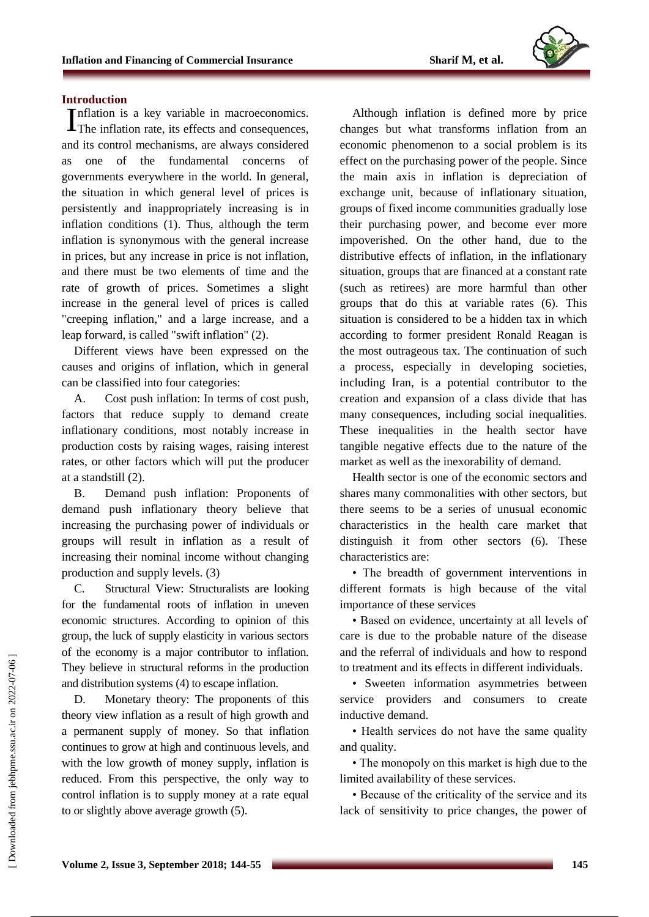## Introduction

Inflation is a key variable in macroeconomics. The inflation rate, its effects and consequences, and its control mechanisms, are always considered as one of the fundamental concerns of governments everywhere in the world. In general, the situation in which general level of prices is persistently and inappropriately increasing is in inflation conditions (1). Thus, although the term inflation is synonymous with the general increase in prices, but any increase in price is not inflation, and there must be two elements of time and the rate of growth of prices. Sometimes a slight increase in the general level of prices is called "creeping inflation," and a large increase, and a leap forward, is called "swift inflation" (2).

Different views have been expressed on the causes and origins of inflation, which in general can be classified into four categories:

A. Cost push inflation: In terms of cost push, factors that reduce supply to demand create inflationary conditions, most notably increase in production costs by raising wages, raising interest rates, or other factors which will put the producer at a standstill (2).

B. Demand push inflation: Proponents of demand push inflationary theory believe that increasing the purchasing power of individuals or groups will result in inflation as a result of increasing their nominal income without changing production and supply levels. (3)

C. Structural View: Structuralists are looking for the fundamental roots of inflation in uneven economic structures. According to opinion of this group, the luck of supply elasticity in various sectors of the economy is a major contributor to inflation. They believe in structural reforms in the production and distribution systems (4) to escape inflation.

D. Monetary theory: The proponents of this theory view inflation as a result of high growth and a permanent supply of money. So that inflation continues to grow at high and continuous levels, and with the low growth of money supply, inflation is reduced. From this perspective, the only way to control inflation is to supply money at a rate equal to or slightly above average growth (5).

Although inflation is defined more by price changes but what transforms inflation from an economic phenomenon to a social problem is its effect on the purchasing power of the people. Since the main axis in inflation is depreciation of exchange unit, because of inflationary situation, groups of fixed income communities gradually lose their purchasing power, and become ever more impoverished. On the other hand, due to the distributive effects of inflation, in the inflationary situation, groups that are financed at a constant rate (such as retirees) are more harmful than other groups that do this at variable rates (6). This situation is considered to be a hidden tax in which according to former president Ronald Reagan is the most outrageous tax. The continuation of such a process, especially in developing societies, including Iran, is a potential contributor to the creation and expansion of a class divide that has many consequences, including social inequalities. These inequalities in the health sector have tangible negative effects due to the nature of the market as well as the inexorability of demand.

Health sector is one of the economic sectors and shares many commonalities with other sectors, but there seems to be a series of unusual economic characteristics in the health care market that distinguish it from other sectors (6). These characteristics are:

- The breadth of government interventions in different formats is high because of the vital importance of these services
- Based on evidence, uncertainty at all levels of care is due to the probable nature of the disease and the referral of individuals and how to respond to treatment and its effects in different individuals.
- Sweeten information asymmetries between service providers and consumers to create inductive demand.
- Health services do not have the same quality and quality.
- The monopoly on this market is high due to the limited availability of these services.
- Because of the criticality of the service and its lack of sensitivity to price changes, the power of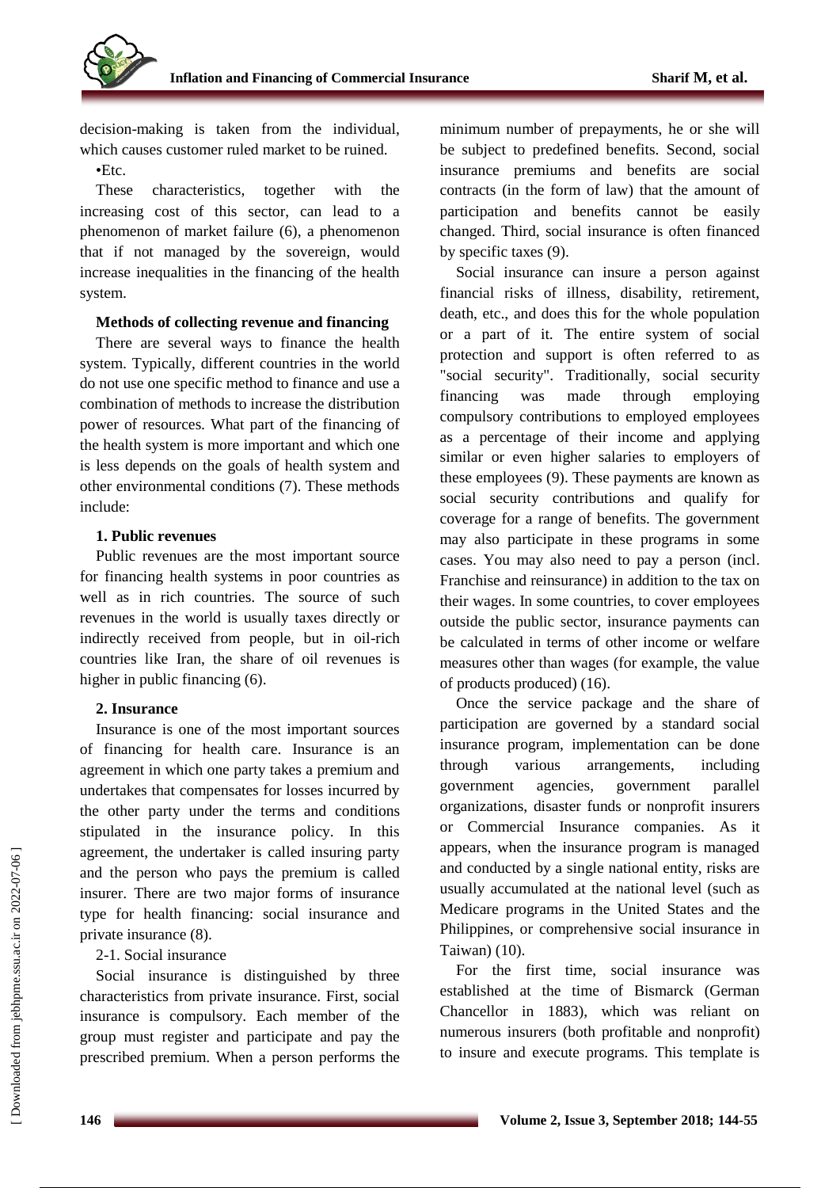decision-making is taken from the individual, which causes customer ruled market to be ruined.

•Etc.

These characteristics, together with the increasing cost of this sector, can lead to a phenomenon of market failure (6), a phenomenon that if not managed by the sovereign, would increase inequalities in the financing of the health system.

**Methods of collecting revenue and financing**

There are several ways to finance the health system. Typically, different countries in the world do not use one specific method to finance and use a combination of methods to increase the distribution power of resources. What part of the financing of the health system is more important and which one is less depends on the goals of health system and other environmental conditions (7). These methods include:

**1. Public revenues**

Public revenues are the most important source for financing health systems in poor countries as well as in rich countries. The source of such revenues in the world is usually taxes directly or indirectly received from people, but in oil-rich countries like Iran, the share of oil revenues is higher in public financing (6).

**2. Insurance**

Insurance is one of the most important sources of financing for health care. Insurance is an agreement in which one party takes a premium and undertakes that compensates for losses incurred by the other party under the terms and conditions stipulated in the insurance policy. In this agreement, the undertaker is called insuring party and the person who pays the premium is called insurer. There are two major forms of insurance type for health financing: social insurance and private insurance (8).

2-1. Social insurance

Social insurance is distinguished by three characteristics from private insurance. First, social insurance is compulsory. Each member of the group must register and participate and pay the prescribed premium. When a person performs the minimum number of prepayments, he or she will be subject to predefined benefits. Second, social insurance premiums and benefits are social contracts (in the form of law) that the amount of participation and benefits cannot be easily changed. Third, social insurance is often financed by specific taxes (9).

Social insurance can insure a person against financial risks of illness, disability, retirement, death, etc., and does this for the whole population or a part of it. The entire system of social protection and support is often referred to as "social security". Traditionally, social security financing was made through employing compulsory contributions to employed employees as a percentage of their income and applying similar or even higher salaries to employers of these employees (9). These payments are known as social security contributions and qualify for coverage for a range of benefits. The government may also participate in these programs in some cases. You may also need to pay a person (incl. Franchise and reinsurance) in addition to the tax on their wages. In some countries, to cover employees outside the public sector, insurance payments can be calculated in terms of other income or welfare measures other than wages (for example, the value of products produced) (16).

Once the service package and the share of participation are governed by a standard social insurance program, implementation can be done through various arrangements, including government agencies, government parallel organizations, disaster funds or nonprofit insurers or Commercial Insurance companies. As it appears, when the insurance program is managed and conducted by a single national entity, risks are usually accumulated at the national level (such as Medicare programs in the United States and the Philippines, or comprehensive social insurance in Taiwan) (10).

For the first time, social insurance was established at the time of Bismarck (German Chancellor in 1883), which was reliant on numerous insurers (both profitable and nonprofit) to insure and execute programs. This template is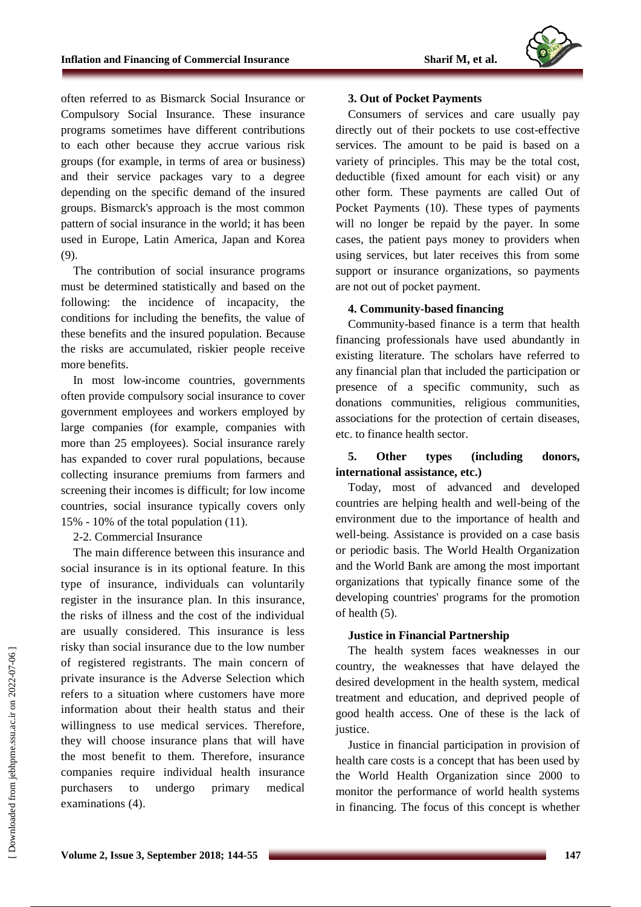often referred to as Bismarck Social Insurance or Compulsory Social Insurance. These insurance programs sometimes have different contributions to each other because they accrue various risk groups (for example, in terms of area or business) and their service packages vary to a degree depending on the specific demand of the insured groups. Bismarck's approach is the most common pattern of social insurance in the world; it has been used in Europe, Latin America, Japan and Korea (9).

The contribution of social insurance programs must be determined statistically and based on the following: the incidence of incapacity, the conditions for including the benefits, the value of these benefits and the insured population. Because the risks are accumulated, riskier people receive more benefits.

In most low-income countries, governments often provide compulsory social insurance to cover government employees and workers employed by large companies (for example, companies with more than 25 employees). Social insurance rarely has expanded to cover rural populations, because collecting insurance premiums from farmers and screening their incomes is difficult; for low income countries, social insurance typically covers only 15% - 10% of the total population (11).

2-2. Commercial Insurance

The main difference between this insurance and social insurance is in its optional feature. In this type of insurance, individuals can voluntarily register in the insurance plan. In this insurance, the risks of illness and the cost of the individual are usually considered. This insurance is less risky than social insurance due to the low number of registered registrants. The main concern of private insurance is the Adverse Selection which refers to a situation where customers have more information about their health status and their willingness to use medical services. Therefore, they will choose insurance plans that will have the most benefit to them. Therefore, insurance companies require individual health insurance purchasers to undergo primary medical examinations (4).

**3. Out of Pocket Payments**

Consumers of services and care usually pay directly out of their pockets to use cost-effective services. The amount to be paid is based on a variety of principles. This may be the total cost, deductible (fixed amount for each visit) or any other form. These payments are called Out of Pocket Payments (10). These types of payments will no longer be repaid by the payer. In some cases, the patient pays money to providers when using services, but later receives this from some support or insurance organizations, so payments are not out of pocket payment.

**4. Community-based financing**

Community-based finance is a term that health financing professionals have used abundantly in existing literature. The scholars have referred to any financial plan that included the participation or presence of a specific community, such as donations communities, religious communities, associations for the protection of certain diseases, etc. to finance health sector.

**5. Other types (including donors, international assistance, etc.)**

Today, most of advanced and developed countries are helping health and well-being of the environment due to the importance of health and well-being. Assistance is provided on a case basis or periodic basis. The World Health Organization and the World Bank are among the most important organizations that typically finance some of the developing countries' programs for the promotion of health (5).

**Justice in Financial Partnership**

The health system faces weaknesses in our country, the weaknesses that have delayed the desired development in the health system, medical treatment and education, and deprived people of good health access. One of these is the lack of justice.

Justice in financial participation in provision of health care costs is a concept that has been used by the World Health Organization since 2000 to monitor the performance of world health systems in financing. The focus of this concept is whether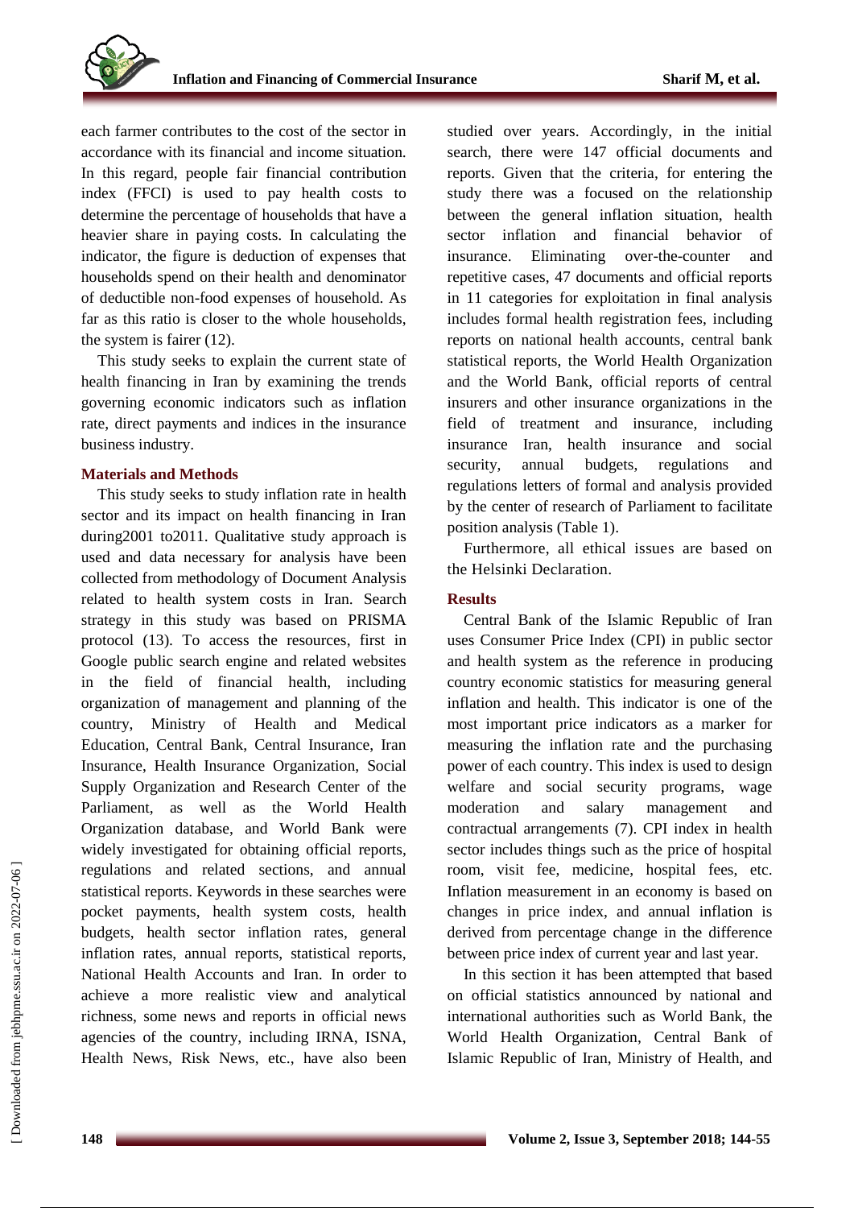each farmer contributes to the cost of the sector in accordance with its financial and income situation. In this regard, people fair financial contribution index (FFCI) is used to pay health costs to determine the percentage of households that have a heavier share in paying costs. In calculating the indicator, the figure is deduction of expenses that households spend on their health and denominator of deductible non-food expenses of household. As far as this ratio is closer to the whole households, the system is fairer (12).

This study seeks to explain the current state of health financing in Iran by examining the trends governing economic indicators such as inflation rate, direct payments and indices in the insurance business industry.

## Materials and Methods

This study seeks to study inflation rate in health sector and its impact on health financing in Iran during2001 to2011. Qualitative study approach is used and data necessary for analysis have been collected from methodology of Document Analysis related to health system costs in Iran. Search strategy in this study was based on PRISMA protocol (13). To access the resources, first in Google public search engine and related websites in the field of financial health, including organization of management and planning of the country, Ministry of Health and Medical Education, Central Bank, Central Insurance, Iran Insurance, Health Insurance Organization, Social Supply Organization and Research Center of the Parliament, as well as the World Health Organization database, and World Bank were widely investigated for obtaining official reports, regulations and related sections, and annual statistical reports. Keywords in these searches were pocket payments, health system costs, health budgets, health sector inflation rates, general inflation rates, annual reports, statistical reports, National Health Accounts and Iran. In order to achieve a more realistic view and analytical richness, some news and reports in official news agencies of the country, including IRNA, ISNA, Health News, Risk News, etc., have also been studied over years. Accordingly, in the initial search, there were 147 official documents and reports. Given that the criteria, for entering the study there was a focused on the relationship between the general inflation situation, health sector inflation and financial behavior of insurance. Eliminating over-the-counter and repetitive cases, 47 documents and official reports in 11 categories for exploitation in final analysis includes formal health registration fees, including reports on national health accounts, central bank statistical reports, the World Health Organization and the World Bank, official reports of central insurers and other insurance organizations in the field of treatment and insurance, including insurance Iran, health insurance and social security, annual budgets, regulations and regulations letters of formal and analysis provided by the center of research of Parliament to facilitate position analysis (Table 1).

Furthermore, all ethical issues are based on the Helsinki Declaration.

## Results

Central Bank of the Islamic Republic of Iran uses Consumer Price Index (CPI) in public sector and health system as the reference in producing country economic statistics for measuring general inflation and health. This indicator is one of the most important price indicators as a marker for measuring the inflation rate and the purchasing power of each country. This index is used to design welfare and social security programs, wage moderation and salary management and contractual arrangements (7). CPI index in health sector includes things such as the price of hospital room, visit fee, medicine, hospital fees, etc. Inflation measurement in an economy is based on changes in price index, and annual inflation is derived from percentage change in the difference between price index of current year and last year.

In this section it has been attempted that based on official statistics announced by national and international authorities such as World Bank, the World Health Organization, Central Bank of Islamic Republic of Iran, Ministry of Health, and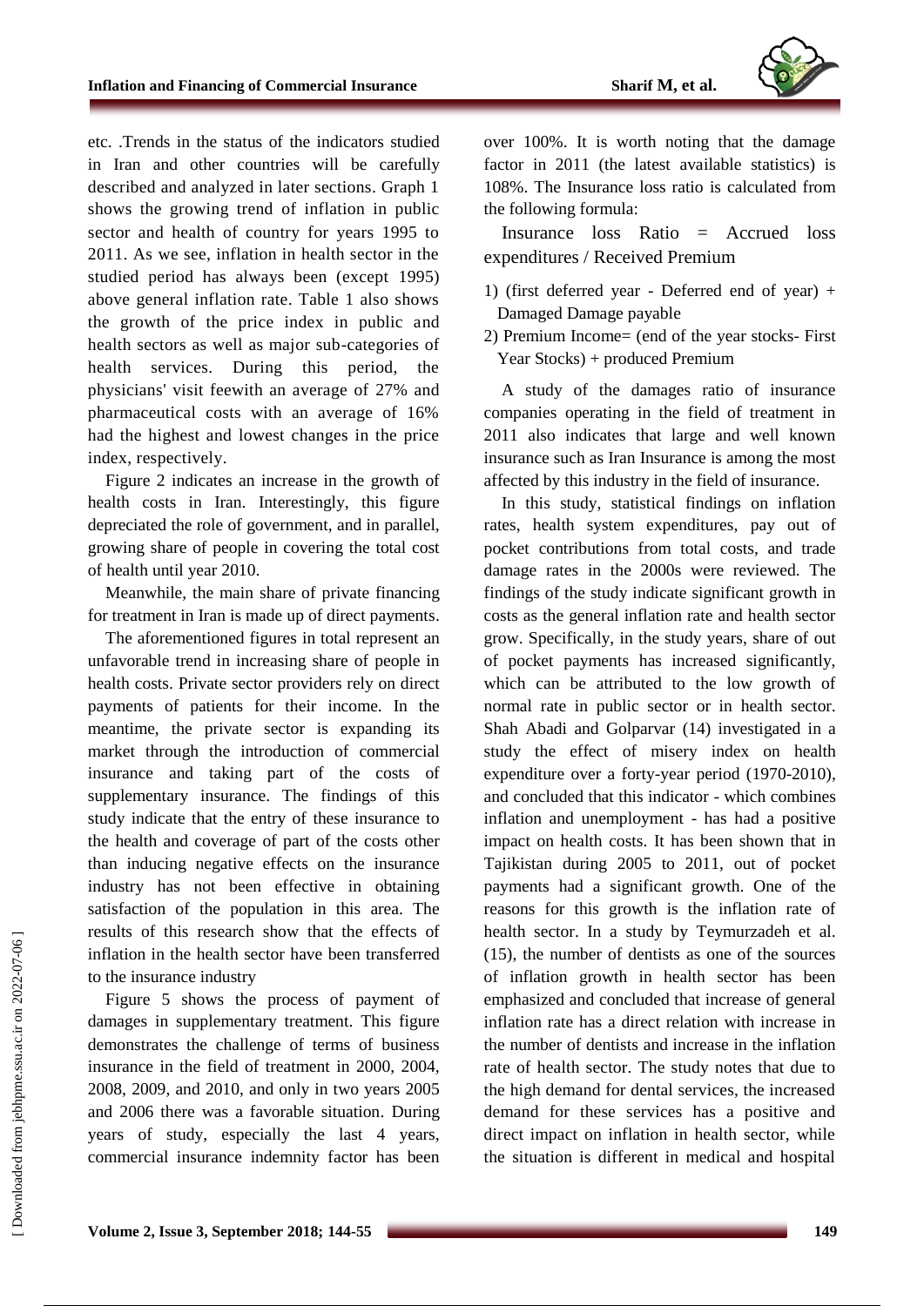etc. .Trends in the status of the indicators studied in Iran and other countries will be carefully described and analyzed in later sections. Graph 1 shows the growing trend of inflation in public sector and health of country for years 1995 to 2011. As we see, inflation in health sector in the studied period has always been (except 1995) above general inflation rate. Table 1 also shows the growth of the price index in public and health sectors as well as major sub-categories of health services. During this period, the physicians' visit feewith an average of 27% and pharmaceutical costs with an average of 16% had the highest and lowest changes in the price index, respectively.

Figure 2 indicates an increase in the growth of health costs in Iran. Interestingly, this figure depreciated the role of government, and in parallel, growing share of people in covering the total cost of health until year 2010.

Meanwhile, the main share of private financing for treatment in Iran is made up of direct payments.

The aforementioned figures in total represent an unfavorable trend in increasing share of people in health costs. Private sector providers rely on direct payments of patients for their income. In the meantime, the private sector is expanding its market through the introduction of commercial insurance and taking part of the costs of supplementary insurance. The findings of this study indicate that the entry of these insurance to the health and coverage of part of the costs other than inducing negative effects on the insurance industry has not been effective in obtaining satisfaction of the population in this area. The results of this research show that the effects of inflation in the health sector have been transferred to the insurance industry

Figure 5 shows the process of payment of damages in supplementary treatment. This figure demonstrates the challenge of terms of business insurance in the field of treatment in 2000, 2004, 2008, 2009, and 2010, and only in two years 2005 and 2006 there was a favorable situation. During years of study, especially the last 4 years, commercial insurance indemnity factor has been over 100%. It is worth noting that the damage factor in 2011 (the latest available statistics) is 108%. The Insurance loss ratio is calculated from the following formula:

Insurance loss Ratio = Accrued loss expenditures / Received Premium

1) (first deferred year - Deferred end of year) + Damaged Damage payable
2) Premium Income= (end of the year stocks- First Year Stocks) + produced Premium

A study of the damages ratio of insurance companies operating in the field of treatment in 2011 also indicates that large and well known insurance such as Iran Insurance is among the most affected by this industry in the field of insurance.

In this study, statistical findings on inflation rates, health system expenditures, pay out of pocket contributions from total costs, and trade damage rates in the 2000s were reviewed. The findings of the study indicate significant growth in costs as the general inflation rate and health sector grow. Specifically, in the study years, share of out of pocket payments has increased significantly, which can be attributed to the low growth of normal rate in public sector or in health sector. Shah Abadi and Golparvar (14) investigated in a study the effect of misery index on health expenditure over a forty-year period (1970-2010), and concluded that this indicator - which combines inflation and unemployment - has had a positive impact on health costs. It has been shown that in Tajikistan during 2005 to 2011, out of pocket payments had a significant growth. One of the reasons for this growth is the inflation rate of health sector. In a study by Teymurzadeh et al. (15), the number of dentists as one of the sources of inflation growth in health sector has been emphasized and concluded that increase of general inflation rate has a direct relation with increase in the number of dentists and increase in the inflation rate of health sector. The study notes that due to the high demand for dental services, the increased demand for these services has a positive and direct impact on inflation in health sector, while the situation is different in medical and hospital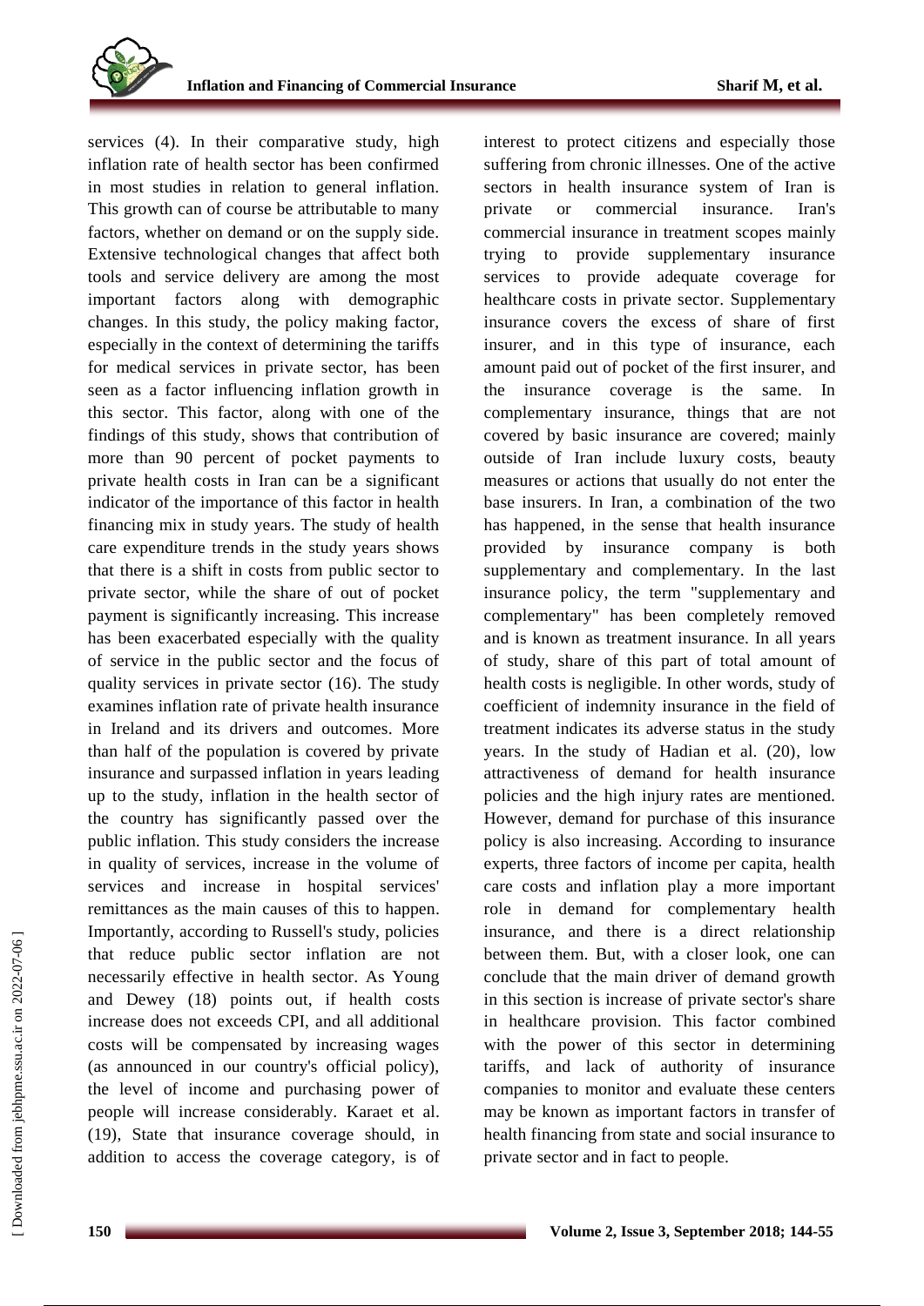services (4). In their comparative study, high inflation rate of health sector has been confirmed in most studies in relation to general inflation. This growth can of course be attributable to many factors, whether on demand or on the supply side. Extensive technological changes that affect both tools and service delivery are among the most important factors along with demographic changes. In this study, the policy making factor, especially in the context of determining the tariffs for medical services in private sector, has been seen as a factor influencing inflation growth in this sector. This factor, along with one of the findings of this study, shows that contribution of more than 90 percent of pocket payments to private health costs in Iran can be a significant indicator of the importance of this factor in health financing mix in study years. The study of health care expenditure trends in the study years shows that there is a shift in costs from public sector to private sector, while the share of out of pocket payment is significantly increasing. This increase has been exacerbated especially with the quality of service in the public sector and the focus of quality services in private sector (16). The study examines inflation rate of private health insurance in Ireland and its drivers and outcomes. More than half of the population is covered by private insurance and surpassed inflation in years leading up to the study, inflation in the health sector of the country has significantly passed over the public inflation. This study considers the increase in quality of services, increase in the volume of services and increase in hospital services' remittances as the main causes of this to happen. Importantly, according to Russell's study, policies that reduce public sector inflation are not necessarily effective in health sector. As Young and Dewey (18) points out, if health costs increase does not exceeds CPI, and all additional costs will be compensated by increasing wages (as announced in our country's official policy), the level of income and purchasing power of people will increase considerably. Karaet et al. (19), State that insurance coverage should, in addition to access the coverage category, is of interest to protect citizens and especially those suffering from chronic illnesses. One of the active sectors in health insurance system of Iran is private or commercial insurance. Iran's commercial insurance in treatment scopes mainly trying to provide supplementary insurance services to provide adequate coverage for healthcare costs in private sector. Supplementary insurance covers the excess of share of first insurer, and in this type of insurance, each amount paid out of pocket of the first insurer, and the insurance coverage is the same. In complementary insurance, things that are not covered by basic insurance are covered; mainly outside of Iran include luxury costs, beauty measures or actions that usually do not enter the base insurers. In Iran, a combination of the two has happened, in the sense that health insurance provided by insurance company is both supplementary and complementary. In the last insurance policy, the term "supplementary and complementary" has been completely removed and is known as treatment insurance. In all years of study, share of this part of total amount of health costs is negligible. In other words, study of coefficient of indemnity insurance in the field of treatment indicates its adverse status in the study years. In the study of Hadian et al. (20), low attractiveness of demand for health insurance policies and the high injury rates are mentioned. However, demand for purchase of this insurance policy is also increasing. According to insurance experts, three factors of income per capita, health care costs and inflation play a more important role in demand for complementary health insurance, and there is a direct relationship between them. But, with a closer look, one can conclude that the main driver of demand growth in this section is increase of private sector's share in healthcare provision. This factor combined with the power of this sector in determining tariffs, and lack of authority of insurance companies to monitor and evaluate these centers may be known as important factors in transfer of health financing from state and social insurance to private sector and in fact to people.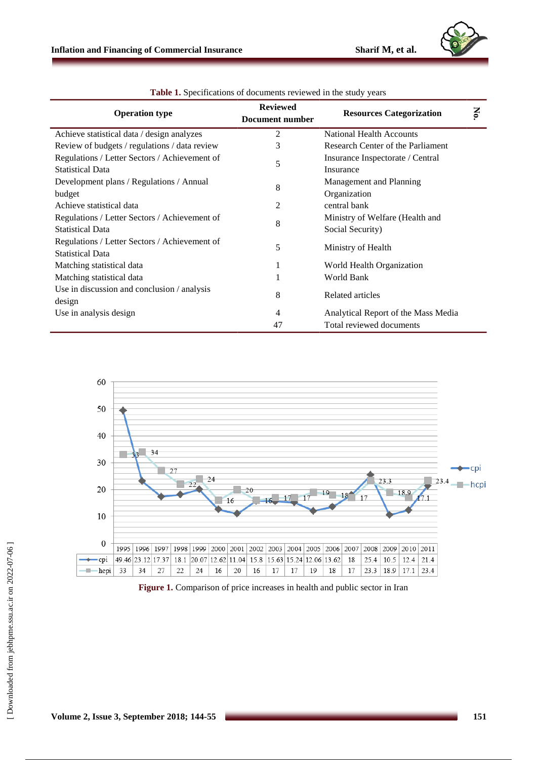**Table 1.** Specifications of documents reviewed in the study years

| Operation type | Reviewed Document number | Resources Categorization | No. |
|---|---|---|---|
| Achieve statistical data / design analyzes | 2 | National Health Accounts | |
| Review of budgets / regulations / data review | 3 | Research Center of the Parliament | |
| Regulations / Letter Sectors / Achievement of Statistical Data | 5 | Insurance Inspectorate / Central Insurance | |
| Development plans / Regulations / Annual budget | 8 | Management and Planning Organization | |
| Achieve statistical data | 2 | central bank | |
| Regulations / Letter Sectors / Achievement of Statistical Data | 8 | Ministry of Welfare (Health and Social Security) | |
| Regulations / Letter Sectors / Achievement of Statistical Data | 5 | Ministry of Health | |
| Matching statistical data | 1 | World Health Organization | |
| Matching statistical data | 1 | World Bank | |
| Use in discussion and conclusion / analysis design | 8 | Related articles | |
| Use in analysis design | 4 | Analytical Report of the Mass Media | |
| | 47 | Total reviewed documents | |

| | 1995 | 1996 | 1997 | 1998 | 1999 | 2000 | 2001 | 2002 | 2003 | 2004 | 2005 | 2006 | 2007 | 2008 | 2009 | 2010 | 2011 |
|---|---|---|---|---|---|---|---|---|---|---|---|---|---|---|---|---|---|
| cpi | 49.46 | 23.12 | 17.37 | 18.1 | 20.07 | 12.62 | 11.04 | 15.8 | 15.63 | 15.24 | 12.06 | 13.62 | 18 | 25.4 | 10.5 | 12.4 | 21.4 |
| hcpi | 33 | 34 | 27 | 22 | 24 | 16 | 20 | 16 | 17 | 17 | 19 | 18 | 17 | 23.3 | 18.9 | 17.1 | 23.4 |

**Figure 1.** Comparison of price increases in health and public sector in Iran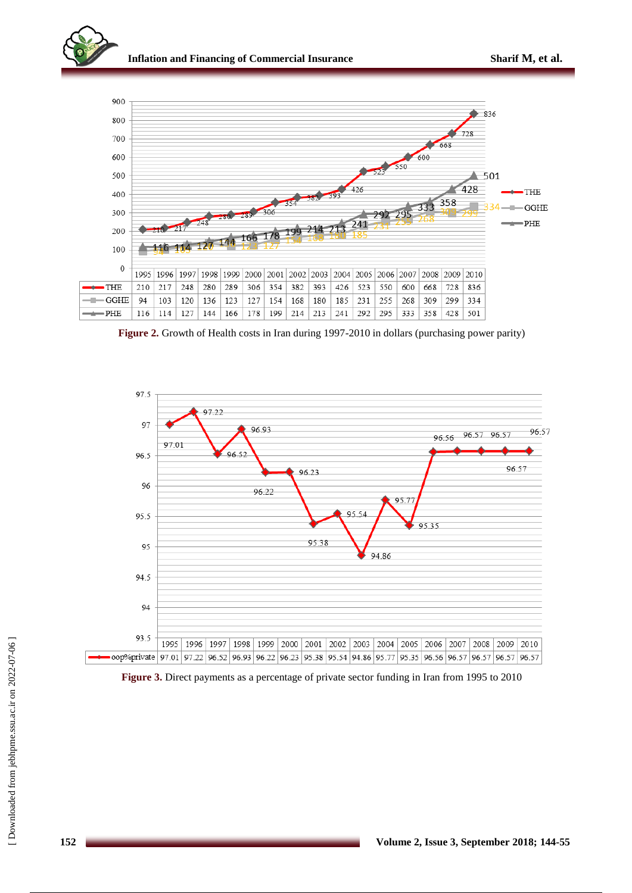| | 1995 | 1996 | 1997 | 1998 | 1999 | 2000 | 2001 | 2002 | 2003 | 2004 | 2005 | 2006 | 2007 | 2008 | 2009 | 2010 |
|---|---|---|---|---|---|---|---|---|---|---|---|---|---|---|---|---|
| THE | 210 | 217 | 248 | 280 | 289 | 306 | 354 | 382 | 393 | 426 | 523 | 550 | 600 | 668 | 728 | 836 |
| GGHE | 94 | 103 | 120 | 136 | 123 | 127 | 154 | 168 | 180 | 185 | 231 | 255 | 268 | 309 | 299 | 334 |
| PHE | 116 | 114 | 127 | 144 | 166 | 178 | 199 | 214 | 213 | 241 | 292 | 295 | 333 | 358 | 428 | 501 |

**Figure 2.** Growth of Health costs in Iran during 1997-2010 in dollars (purchasing power parity)

| | 1995 | 1996 | 1997 | 1998 | 1999 | 2000 | 2001 | 2002 | 2003 | 2004 | 2005 | 2006 | 2007 | 2008 | 2009 | 2010 |
|---|---|---|---|---|---|---|---|---|---|---|---|---|---|---|---|---|
| oop%private | 97.01 | 97.22 | 96.52 | 96.93 | 96.22 | 96.23 | 95.38 | 95.54 | 94.86 | 95.77 | 95.35 | 96.56 | 96.57 | 96.57 | 96.57 | 96.57 |

**Figure 3.** Direct payments as a percentage of private sector funding in Iran from 1995 to 2010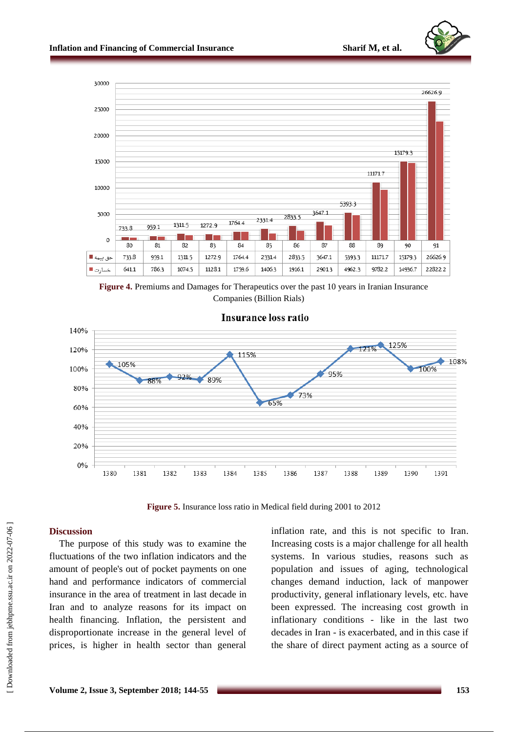| | 80 | 81 | 82 | 83 | 84 | 85 | 86 | 87 | 88 | 89 | 90 | 91 |
|---|---|---|---|---|---|---|---|---|---|---|---|---|
| حق بیمه | 733.8 | 959.1 | 1311.5 | 1272.9 | 1764.4 | 2331.4 | 2833.5 | 3647.1 | 5393.3 | 11171.7 | 15179.3 | 26626.9 |
| خسارت | 641.1 | 786.3 | 1074.5 | 1128.1 | 1759.6 | 1406.3 | 1916.1 | 2901.3 | 4962.3 | 9782.2 | 14936.7 | 22822.2 |

**Figure 4.** Premiums and Damages for Therapeutics over the past 10 years in Iranian Insurance Companies (Billion Rials)

Insurance loss ratio

| Year | 1380 | 1381 | 1382 | 1383 | 1384 | 1385 | 1386 | 1387 | 1388 | 1389 | 1390 | 1391 |
|---|---|---|---|---|---|---|---|---|---|---|---|---|
| Loss ratio | 105% | 88% | 92% | 89% | 115% | 65% | 73% | 95% | 121% | 125% | 100% | 108% |

**Figure 5.** Insurance loss ratio in Medical field during 2001 to 2012

## Discussion

The purpose of this study was to examine the fluctuations of the two inflation indicators and the amount of people's out of pocket payments on one hand and performance indicators of commercial insurance in the area of treatment in last decade in Iran and to analyze reasons for its impact on health financing. Inflation, the persistent and disproportionate increase in the general level of prices, is higher in health sector than general inflation rate, and this is not specific to Iran. Increasing costs is a major challenge for all health systems. In various studies, reasons such as population and issues of aging, technological changes demand induction, lack of manpower productivity, general inflationary levels, etc. have been expressed. The increasing cost growth in inflationary conditions - like in the last two decades in Iran - is exacerbated, and in this case if the share of direct payment acting as a source of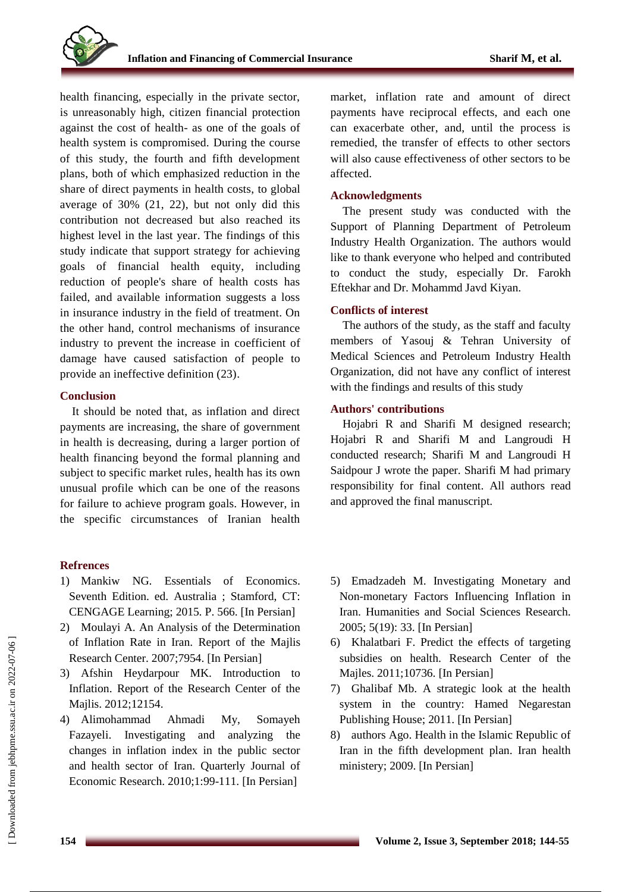health financing, especially in the private sector, is unreasonably high, citizen financial protection against the cost of health- as one of the goals of health system is compromised. During the course of this study, the fourth and fifth development plans, both of which emphasized reduction in the share of direct payments in health costs, to global average of 30% (21, 22), but not only did this contribution not decreased but also reached its highest level in the last year. The findings of this study indicate that support strategy for achieving goals of financial health equity, including reduction of people's share of health costs has failed, and available information suggests a loss in insurance industry in the field of treatment. On the other hand, control mechanisms of insurance industry to prevent the increase in coefficient of damage have caused satisfaction of people to provide an ineffective definition (23).

## Conclusion

It should be noted that, as inflation and direct payments are increasing, the share of government in health is decreasing, during a larger portion of health financing beyond the formal planning and subject to specific market rules, health has its own unusual profile which can be one of the reasons for failure to achieve program goals. However, in the specific circumstances of Iranian health market, inflation rate and amount of direct payments have reciprocal effects, and each one can exacerbate other, and, until the process is remedied, the transfer of effects to other sectors will also cause effectiveness of other sectors to be affected.

## Acknowledgments

The present study was conducted with the Support of Planning Department of Petroleum Industry Health Organization. The authors would like to thank everyone who helped and contributed to conduct the study, especially Dr. Farokh Eftekhar and Dr. Mohammd Javd Kiyan.

## Conflicts of interest

The authors of the study, as the staff and faculty members of Yasouj & Tehran University of Medical Sciences and Petroleum Industry Health Organization, did not have any conflict of interest with the findings and results of this study

## Authors' contributions

Hojabri R and Sharifi M designed research; Hojabri R and Sharifi M and Langroudi H conducted research; Sharifi M and Langroudi H Saidpour J wrote the paper. Sharifi M had primary responsibility for final content. All authors read and approved the final manuscript.

## Refrences

1) Mankiw NG. Essentials of Economics. Seventh Edition. ed. Australia ; Stamford, CT: CENGAGE Learning; 2015. P. 566. [In Persian]
2) Moulayi A. An Analysis of the Determination of Inflation Rate in Iran. Report of the Majlis Research Center. 2007;7954. [In Persian]
3) Afshin Heydarpour MK. Introduction to Inflation. Report of the Research Center of the Majlis. 2012;12154.
4) Alimohammad Ahmadi My, Somayeh Fazayeli. Investigating and analyzing the changes in inflation index in the public sector and health sector of Iran. Quarterly Journal of Economic Research. 2010;1:99-111. [In Persian]
5) Emadzadeh M. Investigating Monetary and Non-monetary Factors Influencing Inflation in Iran. Humanities and Social Sciences Research. 2005; 5(19): 33. [In Persian]
6) Khalatbari F. Predict the effects of targeting subsidies on health. Research Center of the Majles. 2011;10736. [In Persian]
7) Ghalibaf Mb. A strategic look at the health system in the country: Hamed Negarestan Publishing House; 2011. [In Persian]
8) authors Ago. Health in the Islamic Republic of Iran in the fifth development plan. Iran health ministery; 2009. [In Persian]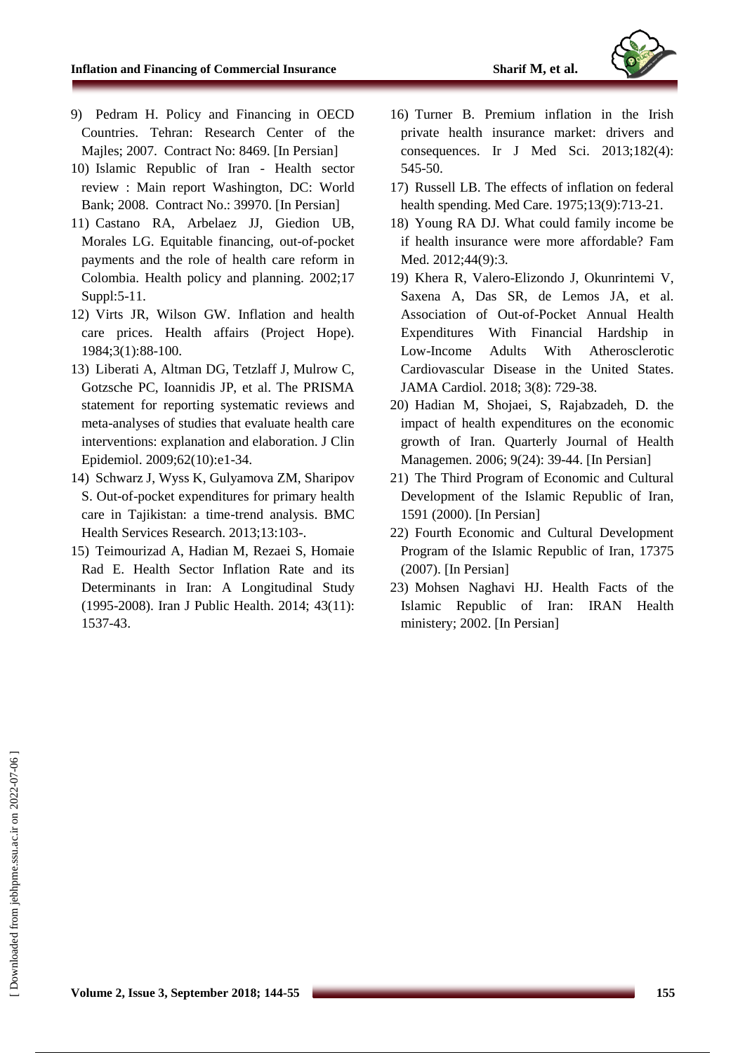9) Pedram H. Policy and Financing in OECD Countries. Tehran: Research Center of the Majles; 2007. Contract No: 8469. [In Persian]

10) Islamic Republic of Iran - Health sector review : Main report Washington, DC: World Bank; 2008. Contract No.: 39970. [In Persian]

11) Castano RA, Arbelaez JJ, Giedion UB, Morales LG. Equitable financing, out-of-pocket payments and the role of health care reform in Colombia. Health policy and planning. 2002;17 Suppl:5-11.

12) Virts JR, Wilson GW. Inflation and health care prices. Health affairs (Project Hope). 1984;3(1):88-100.

13) Liberati A, Altman DG, Tetzlaff J, Mulrow C, Gotzsche PC, Ioannidis JP, et al. The PRISMA statement for reporting systematic reviews and meta-analyses of studies that evaluate health care interventions: explanation and elaboration. J Clin Epidemiol. 2009;62(10):e1-34.

14) Schwarz J, Wyss K, Gulyamova ZM, Sharipov S. Out-of-pocket expenditures for primary health care in Tajikistan: a time-trend analysis. BMC Health Services Research. 2013;13:103-.

15) Teimourizad A, Hadian M, Rezaei S, Homaie Rad E. Health Sector Inflation Rate and its Determinants in Iran: A Longitudinal Study (1995-2008). Iran J Public Health. 2014; 43(11): 1537-43.

16) Turner B. Premium inflation in the Irish private health insurance market: drivers and consequences. Ir J Med Sci. 2013;182(4): 545-50.

17) Russell LB. The effects of inflation on federal health spending. Med Care. 1975;13(9):713-21.

18) Young RA DJ. What could family income be if health insurance were more affordable? Fam Med. 2012;44(9):3.

19) Khera R, Valero-Elizondo J, Okunrintemi V, Saxena A, Das SR, de Lemos JA, et al. Association of Out-of-Pocket Annual Health Expenditures With Financial Hardship in Low-Income Adults With Atherosclerotic Cardiovascular Disease in the United States. JAMA Cardiol. 2018; 3(8): 729-38.

20) Hadian M, Shojaei, S, Rajabzadeh, D. the impact of health expenditures on the economic growth of Iran. Quarterly Journal of Health Managemen. 2006; 9(24): 39-44. [In Persian]

21) The Third Program of Economic and Cultural Development of the Islamic Republic of Iran, 1591 (2000). [In Persian]

22) Fourth Economic and Cultural Development Program of the Islamic Republic of Iran, 17375 (2007). [In Persian]

23) Mohsen Naghavi HJ. Health Facts of the Islamic Republic of Iran: IRAN Health ministery; 2002. [In Persian]